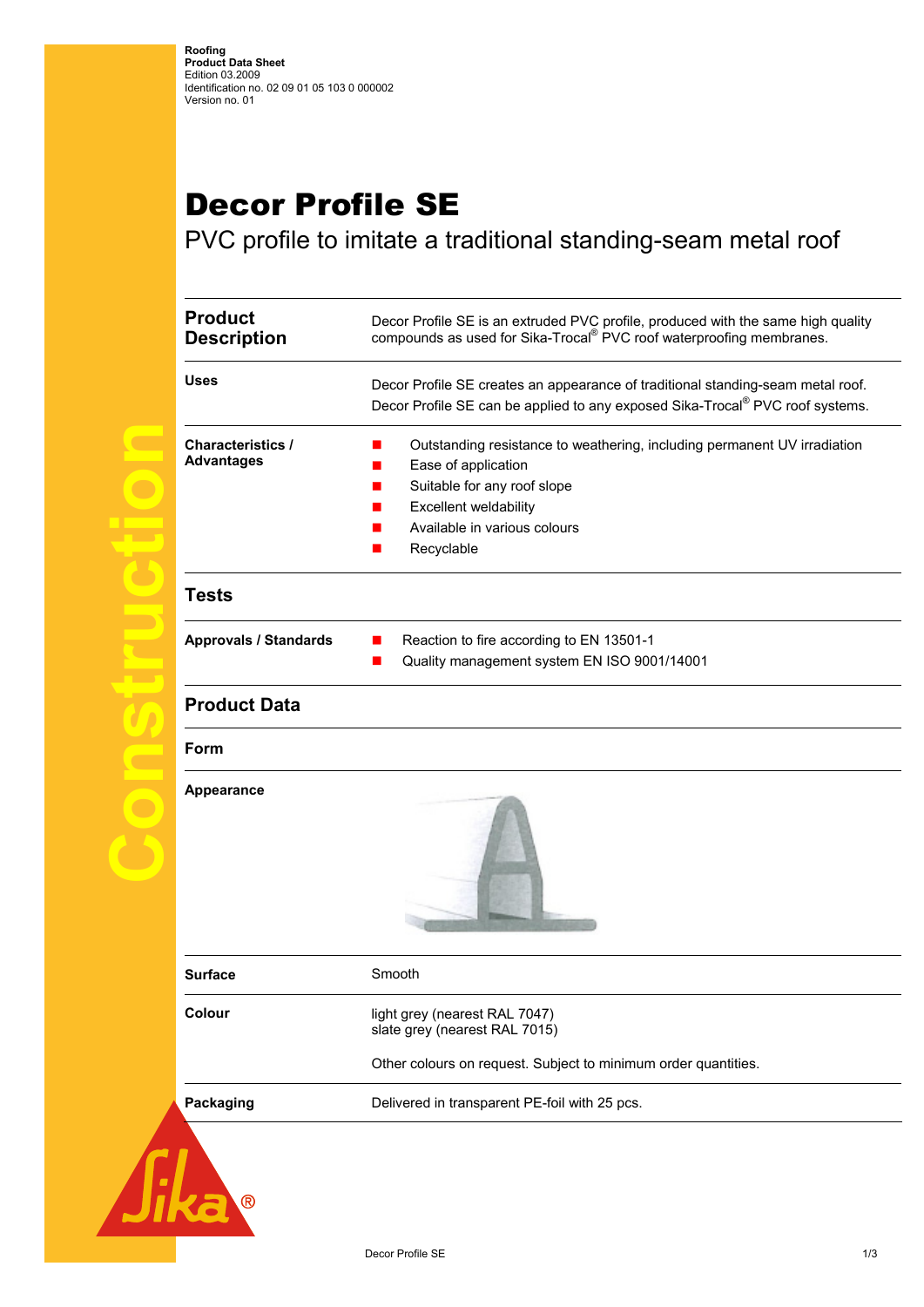**Roofing**
**Product Data Sheet**
Edition 03.2009
Identification no. 02 09 01 05 103 0 000002
Version no. 01

# Decor Profile SE

PVC profile to imitate a traditional standing-seam metal roof

## Product Description

Decor Profile SE is an extruded PVC profile, produced with the same high quality compounds as used for Sika-Trocal® PVC roof waterproofing membranes.

### Uses

Decor Profile SE creates an appearance of traditional standing-seam metal roof.
Decor Profile SE can be applied to any exposed Sika-Trocal® PVC roof systems.

### Characteristics / Advantages

- Outstanding resistance to weathering, including permanent UV irradiation
- Ease of application
- Suitable for any roof slope
- Excellent weldability
- Available in various colours
- Recyclable

## Tests

### Approvals / Standards

- Reaction to fire according to EN 13501-1
- Quality management system EN ISO 9001/14001

## Product Data

### Form

### Appearance

### Surface

Smooth

### Colour

light grey (nearest RAL 7047)
slate grey (nearest RAL 7015)

Other colours on request. Subject to minimum order quantities.

### Packaging

Delivered in transparent PE-foil with 25 pcs.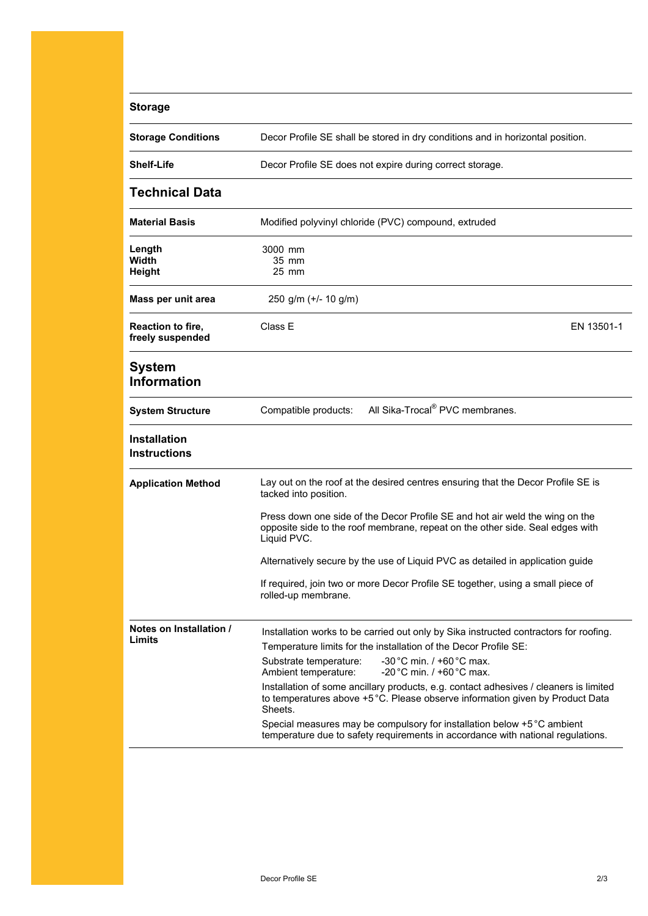## Storage

| | |
|---|---|
| **Storage Conditions** | Decor Profile SE shall be stored in dry conditions and in horizontal position. |
| **Shelf-Life** | Decor Profile SE does not expire during correct storage. |

## Technical Data

| | | |
|---|---|---|
| **Material Basis** | Modified polyvinyl chloride (PVC) compound, extruded | |
| **Length**<br>**Width**<br>**Height** | 3000 mm<br>35 mm<br>25 mm | |
| **Mass per unit area** | 250 g/m (+/- 10 g/m) | |
| **Reaction to fire, freely suspended** | Class E | EN 13501-1 |

## System Information

| | |
|---|---|
| **System Structure** | Compatible products: All Sika-Trocal® PVC membranes. |

## Installation Instructions

**Application Method**

Lay out on the roof at the desired centres ensuring that the Decor Profile SE is tacked into position.

Press down one side of the Decor Profile SE and hot air weld the wing on the opposite side to the roof membrane, repeat on the other side. Seal edges with Liquid PVC.

Alternatively secure by the use of Liquid PVC as detailed in application guide

If required, join two or more Decor Profile SE together, using a small piece of rolled-up membrane.

**Notes on Installation / Limits**

Installation works to be carried out only by Sika instructed contractors for roofing.

Temperature limits for the installation of the Decor Profile SE:

Substrate temperature: -30 °C min. / +60 °C max.
Ambient temperature: -20 °C min. / +60 °C max.

Installation of some ancillary products, e.g. contact adhesives / cleaners is limited to temperatures above +5 °C. Please observe information given by Product Data Sheets.

Special measures may be compulsory for installation below +5 °C ambient temperature due to safety requirements in accordance with national regulations.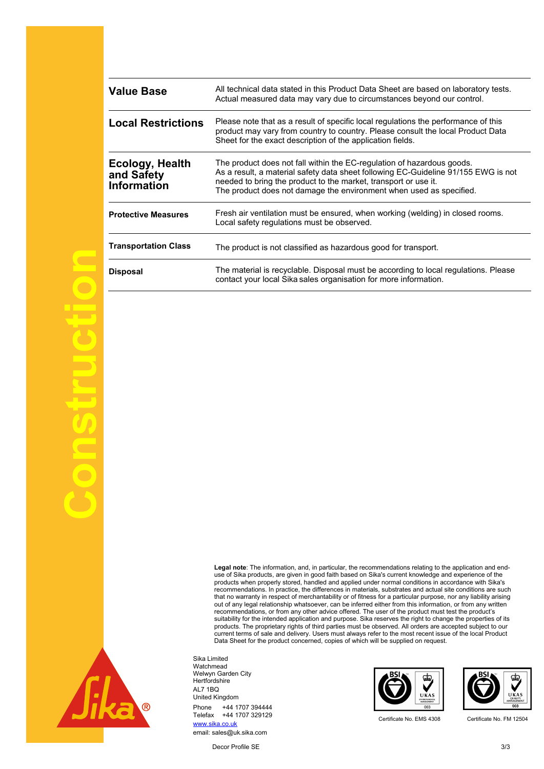## Value Base

All technical data stated in this Product Data Sheet are based on laboratory tests. Actual measured data may vary due to circumstances beyond our control.

## Local Restrictions

Please note that as a result of specific local regulations the performance of this product may vary from country to country. Please consult the local Product Data Sheet for the exact description of the application fields.

## Ecology, Health and Safety Information

The product does not fall within the EC-regulation of hazardous goods.
As a result, a material safety data sheet following EC-Guideline 91/155 EWG is not needed to bring the product to the market, transport or use it.
The product does not damage the environment when used as specified.

**Protective Measures**

Fresh air ventilation must be ensured, when working (welding) in closed rooms.
Local safety regulations must be observed.

**Transportation Class**

The product is not classified as hazardous good for transport.

**Disposal**

The material is recyclable. Disposal must be according to local regulations. Please contact your local Sika sales organisation for more information.

**Legal note**: The information, and, in particular, the recommendations relating to the application and end-use of Sika products, are given in good faith based on Sika's current knowledge and experience of the products when properly stored, handled and applied under normal conditions in accordance with Sika's recommendations. In practice, the differences in materials, substrates and actual site conditions are such that no warranty in respect of merchantability or of fitness for a particular purpose, nor any liability arising out of any legal relationship whatsoever, can be inferred either from this information, or from any written recommendations, or from any other advice offered. The user of the product must test the product's suitability for the intended application and purpose. Sika reserves the right to change the properties of its products. The proprietary rights of third parties must be observed. All orders are accepted subject to our current terms of sale and delivery. Users must always refer to the most recent issue of the local Product Data Sheet for the product concerned, copies of which will be supplied on request.

Sika Limited
Watchmead
Welwyn Garden City
Hertfordshire
AL7 1BQ
United Kingdom
Phone +44 1707 394444
Telefax +44 1707 329129
www.sika.co.uk
email: sales@uk.sika.com

Certificate No. EMS 4308

Certificate No. FM 12504

Decor Profile SE